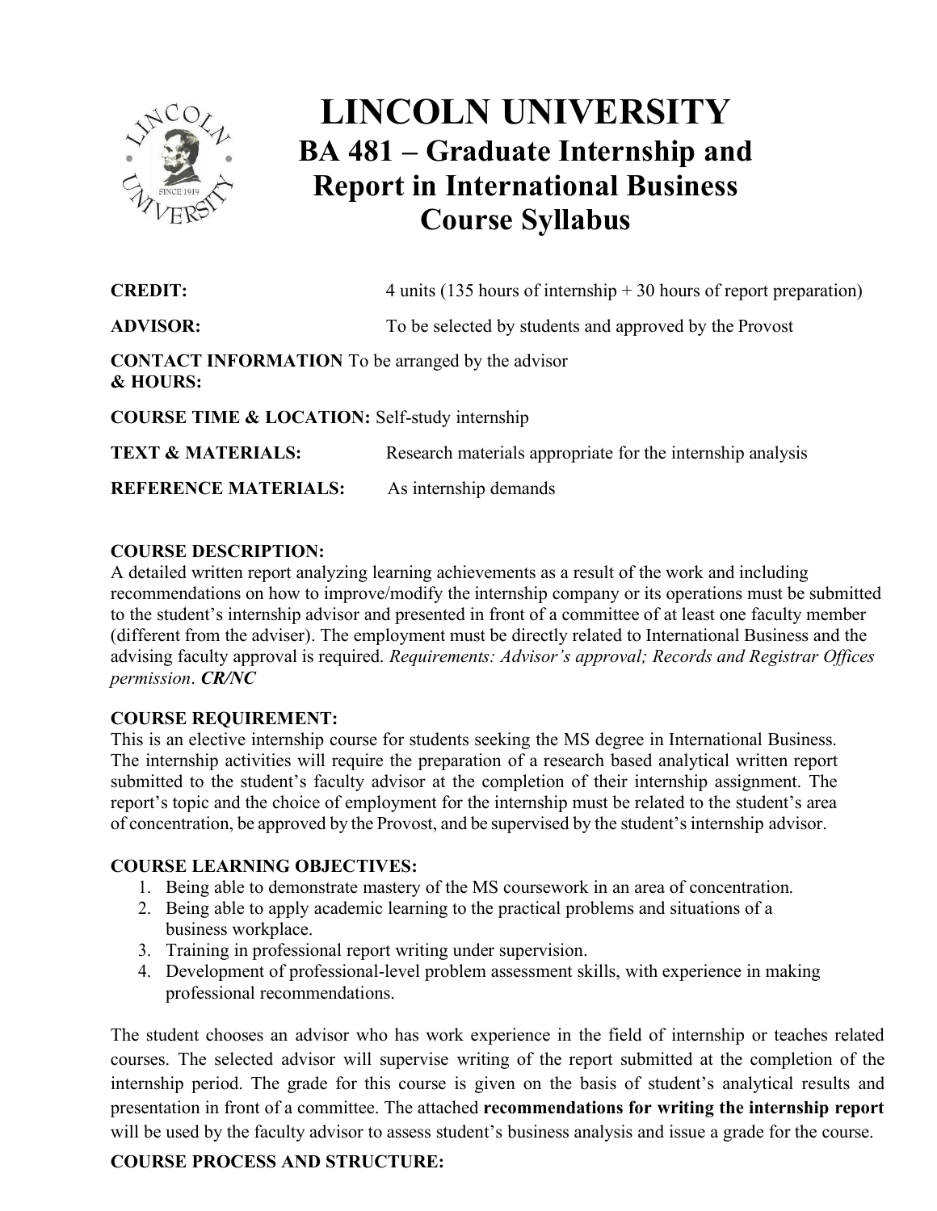# LINCOLN UNIVERSITY

## BA 481 – Graduate Internship and Report in International Business Course Syllabus

**CREDIT:** 4 units (135 hours of internship + 30 hours of report preparation)

**ADVISOR:** To be selected by students and approved by the Provost

**CONTACT INFORMATION & HOURS:** To be arranged by the advisor

**COURSE TIME & LOCATION:** Self-study internship

**TEXT & MATERIALS:** Research materials appropriate for the internship analysis

**REFERENCE MATERIALS:** As internship demands

**COURSE DESCRIPTION:**

A detailed written report analyzing learning achievements as a result of the work and including recommendations on how to improve/modify the internship company or its operations must be submitted to the student's internship advisor and presented in front of a committee of at least one faculty member (different from the adviser). The employment must be directly related to International Business and the advising faculty approval is required. *Requirements: Advisor's approval; Records and Registrar Offices permission*. ***CR/NC***

**COURSE REQUIREMENT:**

This is an elective internship course for students seeking the MS degree in International Business. The internship activities will require the preparation of a research based analytical written report submitted to the student's faculty advisor at the completion of their internship assignment. The report's topic and the choice of employment for the internship must be related to the student's area of concentration, be approved by the Provost, and be supervised by the student's internship advisor.

**COURSE LEARNING OBJECTIVES:**

1. Being able to demonstrate mastery of the MS coursework in an area of concentration.
2. Being able to apply academic learning to the practical problems and situations of a business workplace.
3. Training in professional report writing under supervision.
4. Development of professional-level problem assessment skills, with experience in making professional recommendations.

The student chooses an advisor who has work experience in the field of internship or teaches related courses. The selected advisor will supervise writing of the report submitted at the completion of the internship period. The grade for this course is given on the basis of student's analytical results and presentation in front of a committee. The attached **recommendations for writing the internship report** will be used by the faculty advisor to assess student's business analysis and issue a grade for the course.

**COURSE PROCESS AND STRUCTURE:**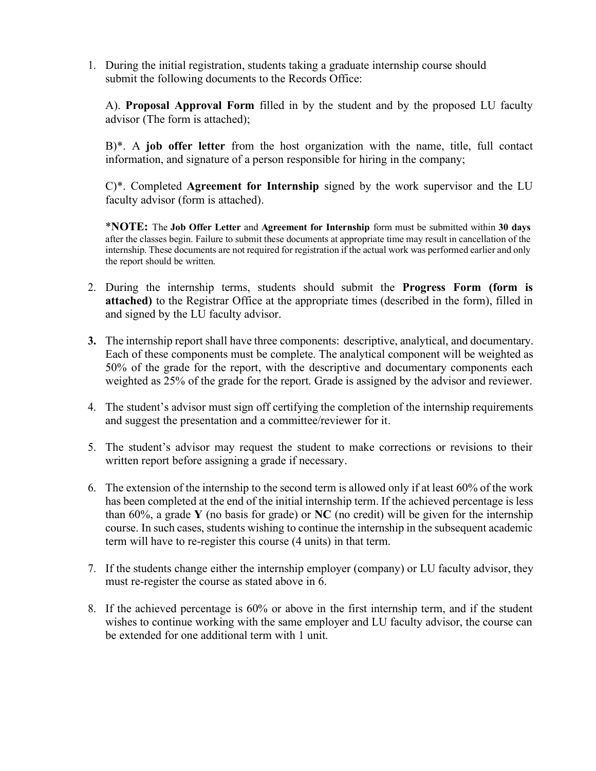1. During the initial registration, students taking a graduate internship course should submit the following documents to the Records Office:

   A). **Proposal Approval Form** filled in by the student and by the proposed LU faculty advisor (The form is attached);

   B)*. A **job offer letter** from the host organization with the name, title, full contact information, and signature of a person responsible for hiring in the company;

   C)*. Completed **Agreement for Internship** signed by the work supervisor and the LU faculty advisor (form is attached).

   ***NOTE:** The **Job Offer Letter** and **Agreement for Internship** form must be submitted within **30 days** after the classes begin. Failure to submit these documents at appropriate time may result in cancellation of the internship. These documents are not required for registration if the actual work was performed earlier and only the report should be written.

2. During the internship terms, students should submit the **Progress Form (form is attached)** to the Registrar Office at the appropriate times (described in the form), filled in and signed by the LU faculty advisor.

3. The internship report shall have three components: descriptive, analytical, and documentary. Each of these components must be complete. The analytical component will be weighted as 50% of the grade for the report, with the descriptive and documentary components each weighted as 25% of the grade for the report. Grade is assigned by the advisor and reviewer.

4. The student's advisor must sign off certifying the completion of the internship requirements and suggest the presentation and a committee/reviewer for it.

5. The student's advisor may request the student to make corrections or revisions to their written report before assigning a grade if necessary.

6. The extension of the internship to the second term is allowed only if at least 60% of the work has been completed at the end of the initial internship term. If the achieved percentage is less than 60%, a grade **Y** (no basis for grade) or **NC** (no credit) will be given for the internship course. In such cases, students wishing to continue the internship in the subsequent academic term will have to re-register this course (4 units) in that term.

7. If the students change either the internship employer (company) or LU faculty advisor, they must re-register the course as stated above in 6.

8. If the achieved percentage is 60% or above in the first internship term, and if the student wishes to continue working with the same employer and LU faculty advisor, the course can be extended for one additional term with 1 unit.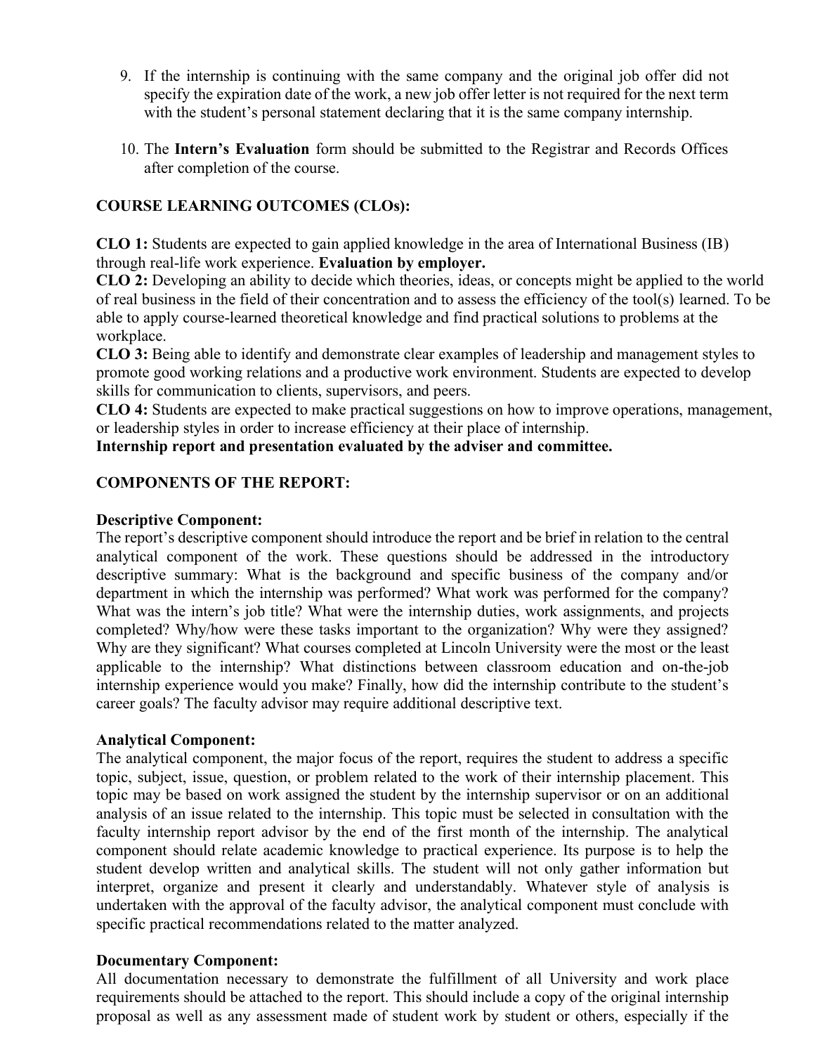9. If the internship is continuing with the same company and the original job offer did not specify the expiration date of the work, a new job offer letter is not required for the next term with the student's personal statement declaring that it is the same company internship.

10. The **Intern's Evaluation** form should be submitted to the Registrar and Records Offices after completion of the course.

**COURSE LEARNING OUTCOMES (CLOs):**

**CLO 1:** Students are expected to gain applied knowledge in the area of International Business (IB) through real-life work experience. **Evaluation by employer.**
**CLO 2:** Developing an ability to decide which theories, ideas, or concepts might be applied to the world of real business in the field of their concentration and to assess the efficiency of the tool(s) learned. To be able to apply course-learned theoretical knowledge and find practical solutions to problems at the workplace.
**CLO 3:** Being able to identify and demonstrate clear examples of leadership and management styles to promote good working relations and a productive work environment. Students are expected to develop skills for communication to clients, supervisors, and peers.
**CLO 4:** Students are expected to make practical suggestions on how to improve operations, management, or leadership styles in order to increase efficiency at their place of internship.
**Internship report and presentation evaluated by the adviser and committee.**

**COMPONENTS OF THE REPORT:**

**Descriptive Component:**
The report's descriptive component should introduce the report and be brief in relation to the central analytical component of the work. These questions should be addressed in the introductory descriptive summary: What is the background and specific business of the company and/or department in which the internship was performed? What work was performed for the company? What was the intern's job title? What were the internship duties, work assignments, and projects completed? Why/how were these tasks important to the organization? Why were they assigned? Why are they significant? What courses completed at Lincoln University were the most or the least applicable to the internship? What distinctions between classroom education and on-the-job internship experience would you make? Finally, how did the internship contribute to the student's career goals? The faculty advisor may require additional descriptive text.

**Analytical Component:**
The analytical component, the major focus of the report, requires the student to address a specific topic, subject, issue, question, or problem related to the work of their internship placement. This topic may be based on work assigned the student by the internship supervisor or on an additional analysis of an issue related to the internship. This topic must be selected in consultation with the faculty internship report advisor by the end of the first month of the internship. The analytical component should relate academic knowledge to practical experience. Its purpose is to help the student develop written and analytical skills. The student will not only gather information but interpret, organize and present it clearly and understandably. Whatever style of analysis is undertaken with the approval of the faculty advisor, the analytical component must conclude with specific practical recommendations related to the matter analyzed.

**Documentary Component:**
All documentation necessary to demonstrate the fulfillment of all University and work place requirements should be attached to the report. This should include a copy of the original internship proposal as well as any assessment made of student work by student or others, especially if the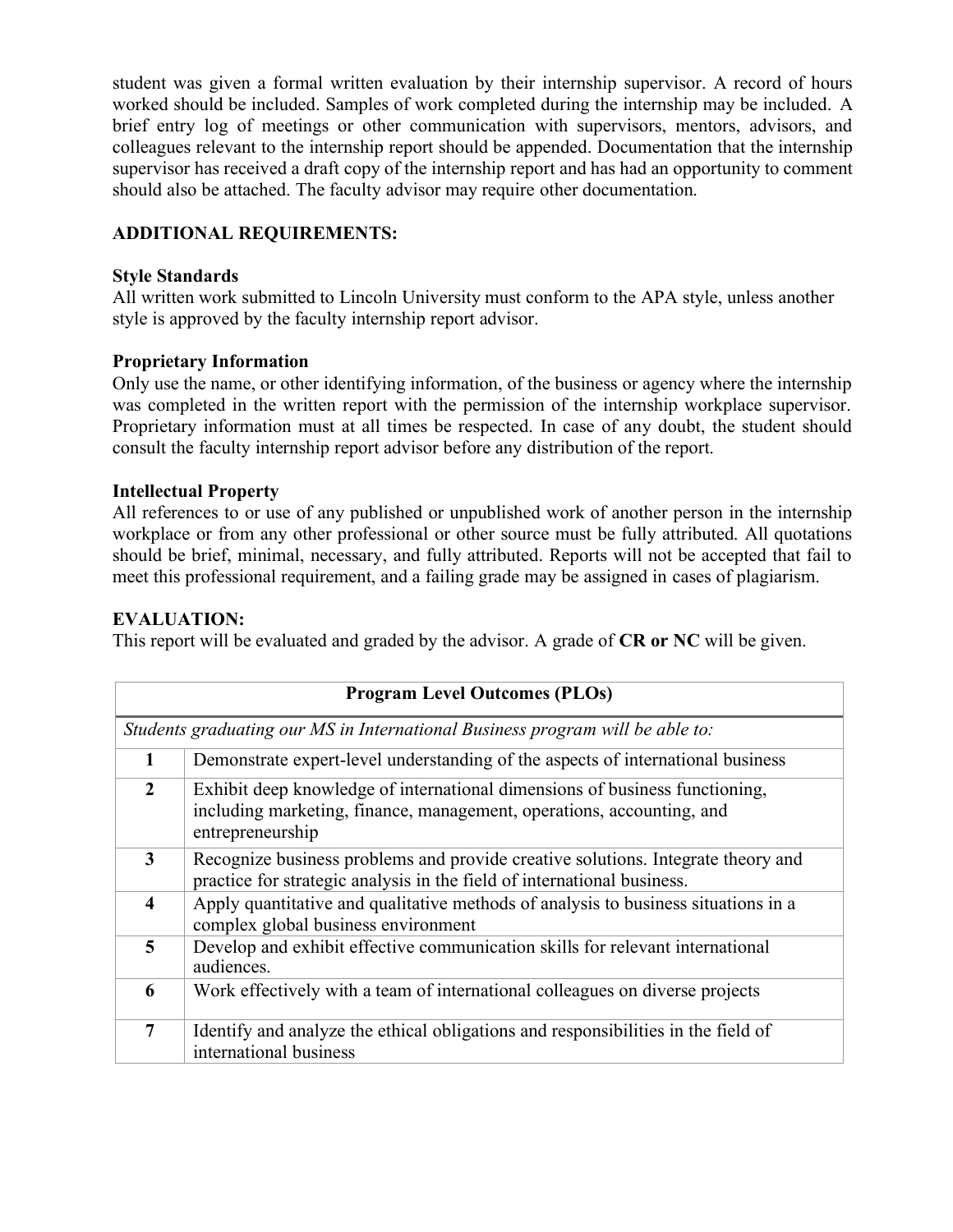student was given a formal written evaluation by their internship supervisor. A record of hours worked should be included. Samples of work completed during the internship may be included. A brief entry log of meetings or other communication with supervisors, mentors, advisors, and colleagues relevant to the internship report should be appended. Documentation that the internship supervisor has received a draft copy of the internship report and has had an opportunity to comment should also be attached. The faculty advisor may require other documentation.

## ADDITIONAL REQUIREMENTS:

### Style Standards

All written work submitted to Lincoln University must conform to the APA style, unless another style is approved by the faculty internship report advisor.

### Proprietary Information

Only use the name, or other identifying information, of the business or agency where the internship was completed in the written report with the permission of the internship workplace supervisor. Proprietary information must at all times be respected. In case of any doubt, the student should consult the faculty internship report advisor before any distribution of the report.

### Intellectual Property

All references to or use of any published or unpublished work of another person in the internship workplace or from any other professional or other source must be fully attributed. All quotations should be brief, minimal, necessary, and fully attributed. Reports will not be accepted that fail to meet this professional requirement, and a failing grade may be assigned in cases of plagiarism.

## EVALUATION:

This report will be evaluated and graded by the advisor. A grade of **CR or NC** will be given.

| **Program Level Outcomes (PLOs)** | |
|---|---|
| *Students graduating our MS in International Business program will be able to:* | |
| **1** | Demonstrate expert-level understanding of the aspects of international business |
| **2** | Exhibit deep knowledge of international dimensions of business functioning, including marketing, finance, management, operations, accounting, and entrepreneurship |
| **3** | Recognize business problems and provide creative solutions. Integrate theory and practice for strategic analysis in the field of international business. |
| **4** | Apply quantitative and qualitative methods of analysis to business situations in a complex global business environment |
| **5** | Develop and exhibit effective communication skills for relevant international audiences. |
| **6** | Work effectively with a team of international colleagues on diverse projects |
| **7** | Identify and analyze the ethical obligations and responsibilities in the field of international business |